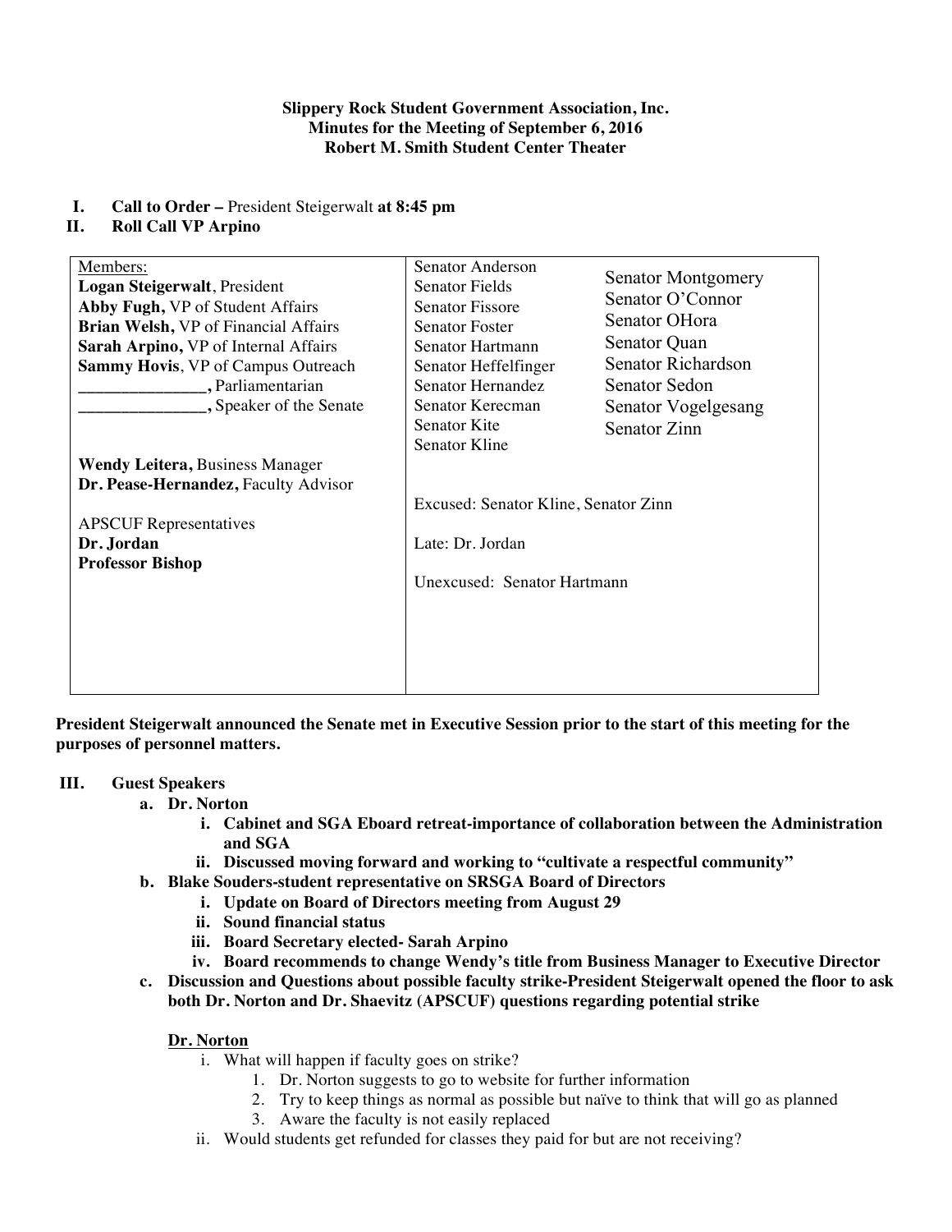**Slippery Rock Student Government Association, Inc.**
**Minutes for the Meeting of September 6, 2016**
**Robert M. Smith Student Center Theater**

I. **Call to Order –** President Steigerwalt **at 8:45 pm**
II. **Roll Call VP Arpino**

| Members: | Senator Anderson | Senator Montgomery |
|---|---|---|
| **Logan Steigerwalt**, President | Senator Fields | Senator O'Connor |
| **Abby Fugh,** VP of Student Affairs | Senator Fissore | Senator OHora |
| **Brian Welsh,** VP of Financial Affairs | Senator Foster | Senator Quan |
| **Sarah Arpino,** VP of Internal Affairs | Senator Hartmann | Senator Richardson |
| **Sammy Hovis**, VP of Campus Outreach | Senator Heffelfinger | Senator Sedon |
| _______________, Parliamentarian | Senator Hernandez | Senator Vogelgesang |
| _______________, Speaker of the Senate | Senator Kerecman | Senator Zinn |
| | Senator Kite | |
| **Wendy Leitera,** Business Manager | Senator Kline | |
| **Dr. Pease-Hernandez,** Faculty Advisor | | |
| | Excused: Senator Kline, Senator Zinn | |
| APSCUF Representatives | | |
| **Dr. Jordan** | Late: Dr. Jordan | |
| **Professor Bishop** | | |
| | Unexcused: Senator Hartmann | |

**President Steigerwalt announced the Senate met in Executive Session prior to the start of this meeting for the purposes of personnel matters.**

III. **Guest Speakers**
   a. **Dr. Norton**
      i. **Cabinet and SGA Eboard retreat-importance of collaboration between the Administration and SGA**
      ii. **Discussed moving forward and working to "cultivate a respectful community"**
   b. **Blake Souders-student representative on SRSGA Board of Directors**
      i. **Update on Board of Directors meeting from August 29**
      ii. **Sound financial status**
      iii. **Board Secretary elected- Sarah Arpino**
      iv. **Board recommends to change Wendy's title from Business Manager to Executive Director**
   c. **Discussion and Questions about possible faculty strike-President Steigerwalt opened the floor to ask both Dr. Norton and Dr. Shaevitz (APSCUF) questions regarding potential strike**

   **Dr. Norton**

   i. What will happen if faculty goes on strike?
      1. Dr. Norton suggests to go to website for further information
      2. Try to keep things as normal as possible but naïve to think that will go as planned
      3. Aware the faculty is not easily replaced
   ii. Would students get refunded for classes they paid for but are not receiving?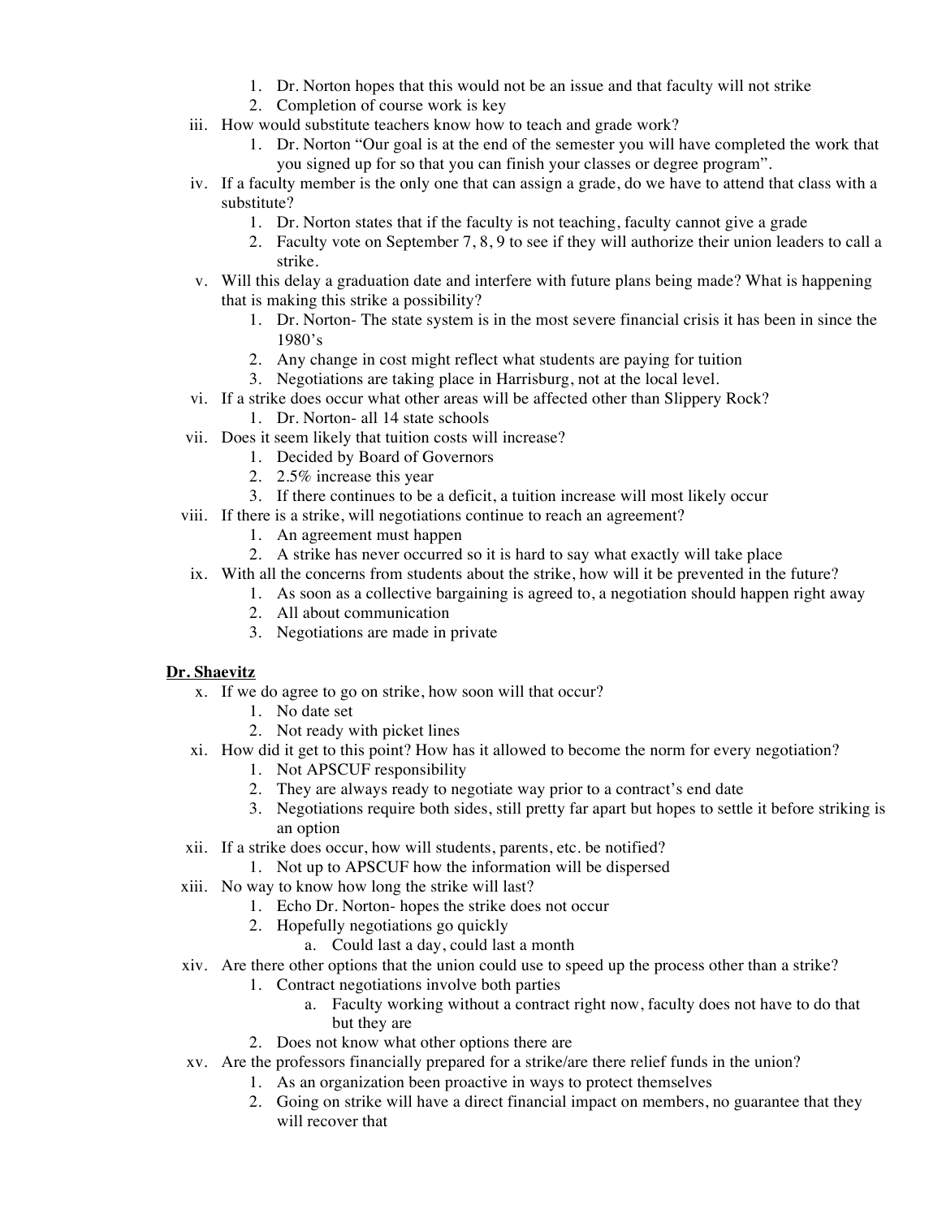1. Dr. Norton hopes that this would not be an issue and that faculty will not strike
        2. Completion of course work is key
    iii. How would substitute teachers know how to teach and grade work?
        1. Dr. Norton "Our goal is at the end of the semester you will have completed the work that you signed up for so that you can finish your classes or degree program".
    iv. If a faculty member is the only one that can assign a grade, do we have to attend that class with a substitute?
        1. Dr. Norton states that if the faculty is not teaching, faculty cannot give a grade
        2. Faculty vote on September 7, 8, 9 to see if they will authorize their union leaders to call a strike.
    v. Will this delay a graduation date and interfere with future plans being made? What is happening that is making this strike a possibility?
        1. Dr. Norton- The state system is in the most severe financial crisis it has been in since the 1980's
        2. Any change in cost might reflect what students are paying for tuition
        3. Negotiations are taking place in Harrisburg, not at the local level.
    vi. If a strike does occur what other areas will be affected other than Slippery Rock?
        1. Dr. Norton- all 14 state schools
    vii. Does it seem likely that tuition costs will increase?
        1. Decided by Board of Governors
        2. 2.5% increase this year
        3. If there continues to be a deficit, a tuition increase will most likely occur
    viii. If there is a strike, will negotiations continue to reach an agreement?
        1. An agreement must happen
        2. A strike has never occurred so it is hard to say what exactly will take place
    ix. With all the concerns from students about the strike, how will it be prevented in the future?
        1. As soon as a collective bargaining is agreed to, a negotiation should happen right away
        2. All about communication
        3. Negotiations are made in private

**<u>Dr. Shaevitz</u>**

    x. If we do agree to go on strike, how soon will that occur?
        1. No date set
        2. Not ready with picket lines
    xi. How did it get to this point? How has it allowed to become the norm for every negotiation?
        1. Not APSCUF responsibility
        2. They are always ready to negotiate way prior to a contract's end date
        3. Negotiations require both sides, still pretty far apart but hopes to settle it before striking is an option
    xii. If a strike does occur, how will students, parents, etc. be notified?
        1. Not up to APSCUF how the information will be dispersed
    xiii. No way to know how long the strike will last?
        1. Echo Dr. Norton- hopes the strike does not occur
        2. Hopefully negotiations go quickly
            a. Could last a day, could last a month
    xiv. Are there other options that the union could use to speed up the process other than a strike?
        1. Contract negotiations involve both parties
            a. Faculty working without a contract right now, faculty does not have to do that but they are
        2. Does not know what other options there are
    xv. Are the professors financially prepared for a strike/are there relief funds in the union?
        1. As an organization been proactive in ways to protect themselves
        2. Going on strike will have a direct financial impact on members, no guarantee that they will recover that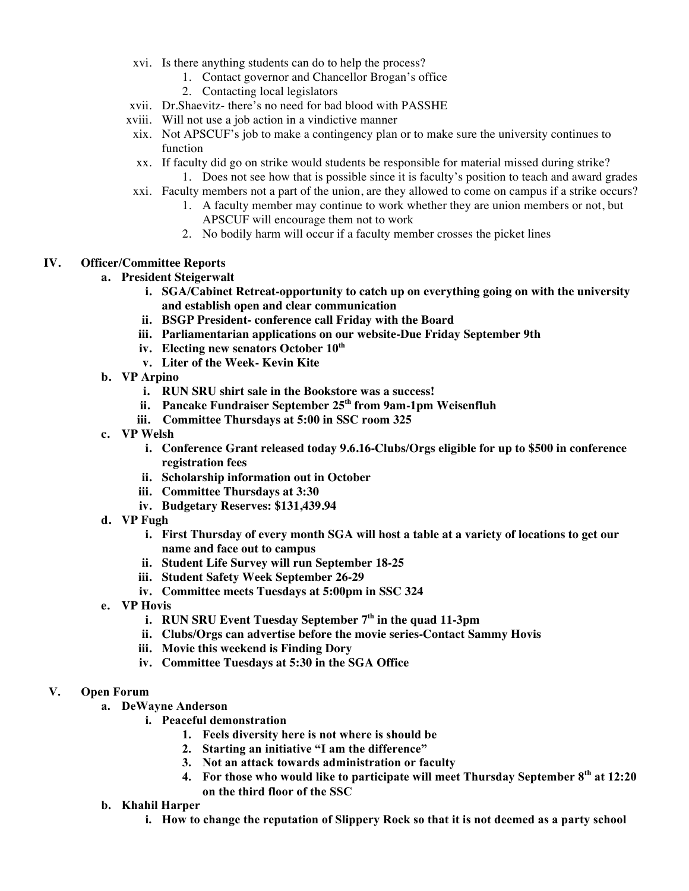xvi. Is there anything students can do to help the process?
   1. Contact governor and Chancellor Brogan's office
   2. Contacting local legislators

xvii. Dr.Shaevitz- there's no need for bad blood with PASSHE

xviii. Will not use a job action in a vindictive manner

xix. Not APSCUF's job to make a contingency plan or to make sure the university continues to function

xx. If faculty did go on strike would students be responsible for material missed during strike?
   1. Does not see how that is possible since it is faculty's position to teach and award grades

xxi. Faculty members not a part of the union, are they allowed to come on campus if a strike occurs?
   1. A faculty member may continue to work whether they are union members or not, but APSCUF will encourage them not to work
   2. No bodily harm will occur if a faculty member crosses the picket lines

## IV. Officer/Committee Reports

**a. President Steigerwalt**

- **i. SGA/Cabinet Retreat-opportunity to catch up on everything going on with the university and establish open and clear communication**
- **ii. BSGP President- conference call Friday with the Board**
- **iii. Parliamentarian applications on our website-Due Friday September 9th**
- **iv. Electing new senators October 10th**
- **v. Liter of the Week- Kevin Kite**

**b. VP Arpino**

- **i. RUN SRU shirt sale in the Bookstore was a success!**
- **ii. Pancake Fundraiser September 25th from 9am-1pm Weisenfluh**
- **iii. Committee Thursdays at 5:00 in SSC room 325**

**c. VP Welsh**

- **i. Conference Grant released today 9.6.16-Clubs/Orgs eligible for up to $500 in conference registration fees**
- **ii. Scholarship information out in October**
- **iii. Committee Thursdays at 3:30**
- **iv. Budgetary Reserves: $131,439.94**

**d. VP Fugh**

- **i. First Thursday of every month SGA will host a table at a variety of locations to get our name and face out to campus**
- **ii. Student Life Survey will run September 18-25**
- **iii. Student Safety Week September 26-29**
- **iv. Committee meets Tuesdays at 5:00pm in SSC 324**

**e. VP Hovis**

- **i. RUN SRU Event Tuesday September 7th in the quad 11-3pm**
- **ii. Clubs/Orgs can advertise before the movie series-Contact Sammy Hovis**
- **iii. Movie this weekend is Finding Dory**
- **iv. Committee Tuesdays at 5:30 in the SGA Office**

## V. Open Forum

**a. DeWayne Anderson**

- **i. Peaceful demonstration**
  1. **Feels diversity here is not where is should be**
  2. **Starting an initiative "I am the difference"**
  3. **Not an attack towards administration or faculty**
  4. **For those who would like to participate will meet Thursday September 8th at 12:20 on the third floor of the SSC**

**b. Khahil Harper**

- **i. How to change the reputation of Slippery Rock so that it is not deemed as a party school**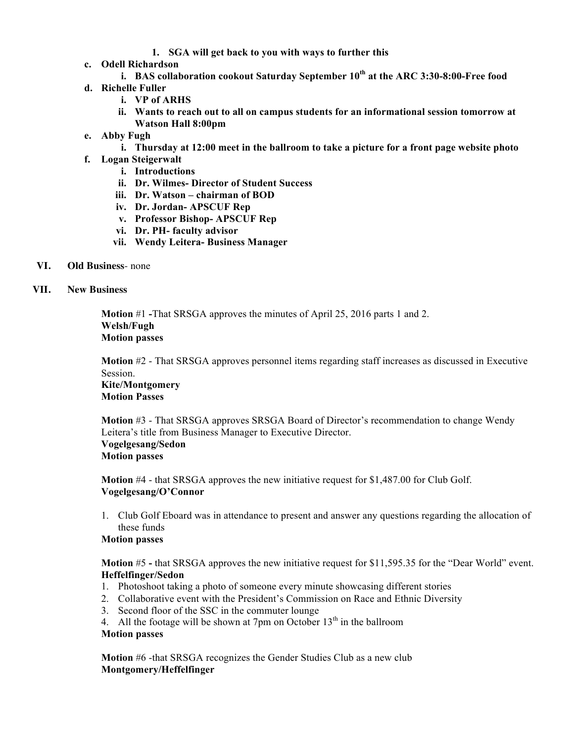1. **SGA will get back to you with ways to further this**

c. **Odell Richardson**
   i. **BAS collaboration cookout Saturday September 10th at the ARC 3:30-8:00-Free food**

d. **Richelle Fuller**
   i. **VP of ARHS**
   ii. **Wants to reach out to all on campus students for an informational session tomorrow at Watson Hall 8:00pm**

e. **Abby Fugh**
   i. **Thursday at 12:00 meet in the ballroom to take a picture for a front page website photo**

f. **Logan Steigerwalt**
   i. **Introductions**
   ii. **Dr. Wilmes- Director of Student Success**
   iii. **Dr. Watson – chairman of BOD**
   iv. **Dr. Jordan- APSCUF Rep**
   v. **Professor Bishop- APSCUF Rep**
   vi. **Dr. PH- faculty advisor**
   vii. **Wendy Leitera- Business Manager**

VI. **Old Business**- none

VII. **New Business**

**Motion** #1 **-**That SRSGA approves the minutes of April 25, 2016 parts 1 and 2.
**Welsh/Fugh**
**Motion passes**

**Motion** #2 - That SRSGA approves personnel items regarding staff increases as discussed in Executive Session.
**Kite/Montgomery**
**Motion Passes**

**Motion** #3 - That SRSGA approves SRSGA Board of Director's recommendation to change Wendy Leitera's title from Business Manager to Executive Director.
**Vogelgesang/Sedon**
**Motion passes**

**Motion** #4 - that SRSGA approves the new initiative request for $1,487.00 for Club Golf.
**Vogelgesang/O'Connor**

1. Club Golf Eboard was in attendance to present and answer any questions regarding the allocation of these funds

**Motion passes**

**Motion** #5 **-** that SRSGA approves the new initiative request for $11,595.35 for the "Dear World" event.
**Heffelfinger/Sedon**

1. Photoshoot taking a photo of someone every minute showcasing different stories
2. Collaborative event with the President's Commission on Race and Ethnic Diversity
3. Second floor of the SSC in the commuter lounge
4. All the footage will be shown at 7pm on October 13th in the ballroom

**Motion passes**

**Motion** #6 -that SRSGA recognizes the Gender Studies Club as a new club
**Montgomery/Heffelfinger**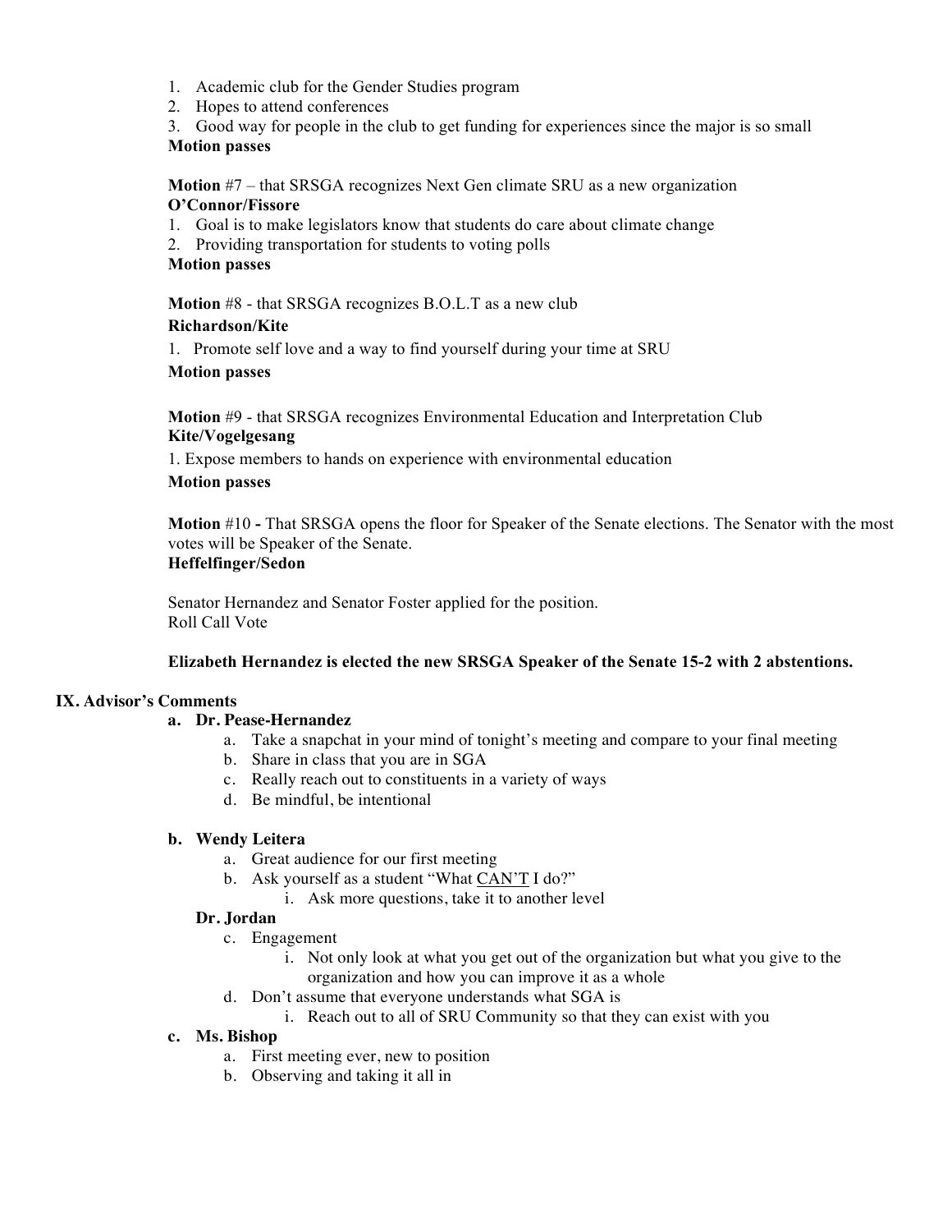1. Academic club for the Gender Studies program
2. Hopes to attend conferences
3. Good way for people in the club to get funding for experiences since the major is so small

**Motion passes**

**Motion** #7 – that SRSGA recognizes Next Gen climate SRU as a new organization
**O'Connor/Fissore**

1. Goal is to make legislators know that students do care about climate change
2. Providing transportation for students to voting polls

**Motion passes**

**Motion** #8 - that SRSGA recognizes B.O.L.T as a new club
**Richardson/Kite**

1. Promote self love and a way to find yourself during your time at SRU

**Motion passes**

**Motion** #9 - that SRSGA recognizes Environmental Education and Interpretation Club
**Kite/Vogelgesang**

1. Expose members to hands on experience with environmental education

**Motion passes**

**Motion** #10 **-** That SRSGA opens the floor for Speaker of the Senate elections. The Senator with the most votes will be Speaker of the Senate.
**Heffelfinger/Sedon**

Senator Hernandez and Senator Foster applied for the position.
Roll Call Vote

**Elizabeth Hernandez is elected the new SRSGA Speaker of the Senate 15-2 with 2 abstentions.**

## IX. Advisor's Comments

**a. Dr. Pease-Hernandez**

- a. Take a snapchat in your mind of tonight's meeting and compare to your final meeting
- b. Share in class that you are in SGA
- c. Really reach out to constituents in a variety of ways
- d. Be mindful, be intentional

**b. Wendy Leitera**

- a. Great audience for our first meeting
- b. Ask yourself as a student "What CAN'T I do?"
  - i. Ask more questions, take it to another level

**Dr. Jordan**

- c. Engagement
  - i. Not only look at what you get out of the organization but what you give to the organization and how you can improve it as a whole
- d. Don't assume that everyone understands what SGA is
  - i. Reach out to all of SRU Community so that they can exist with you

**c. Ms. Bishop**

- a. First meeting ever, new to position
- b. Observing and taking it all in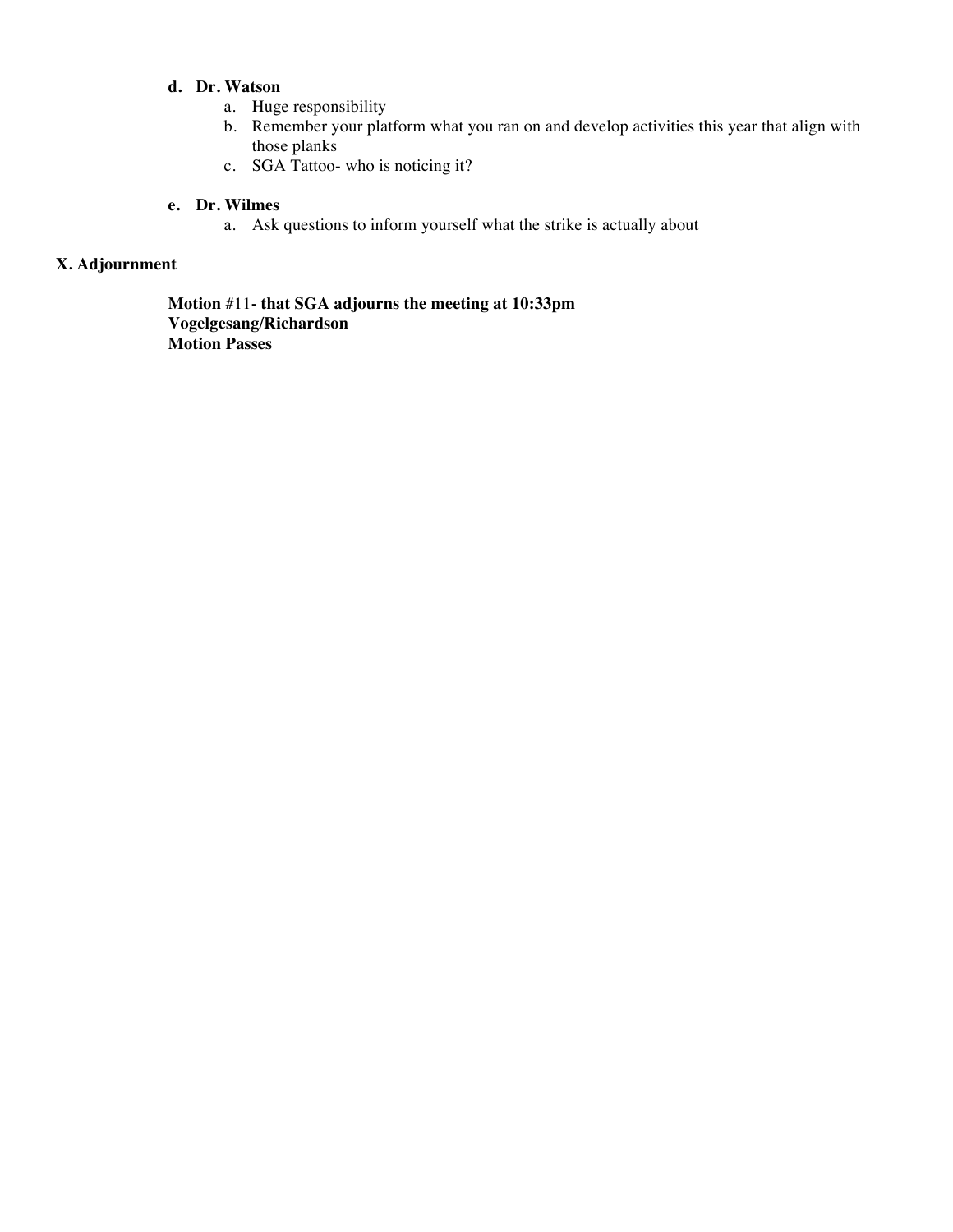**d. Dr. Watson**

a. Huge responsibility
b. Remember your platform what you ran on and develop activities this year that align with those planks
c. SGA Tattoo- who is noticing it?

**e. Dr. Wilmes**

a. Ask questions to inform yourself what the strike is actually about

## X. Adjournment

**Motion** #11**- that SGA adjourns the meeting at 10:33pm**
**Vogelgesang/Richardson**
**Motion Passes**